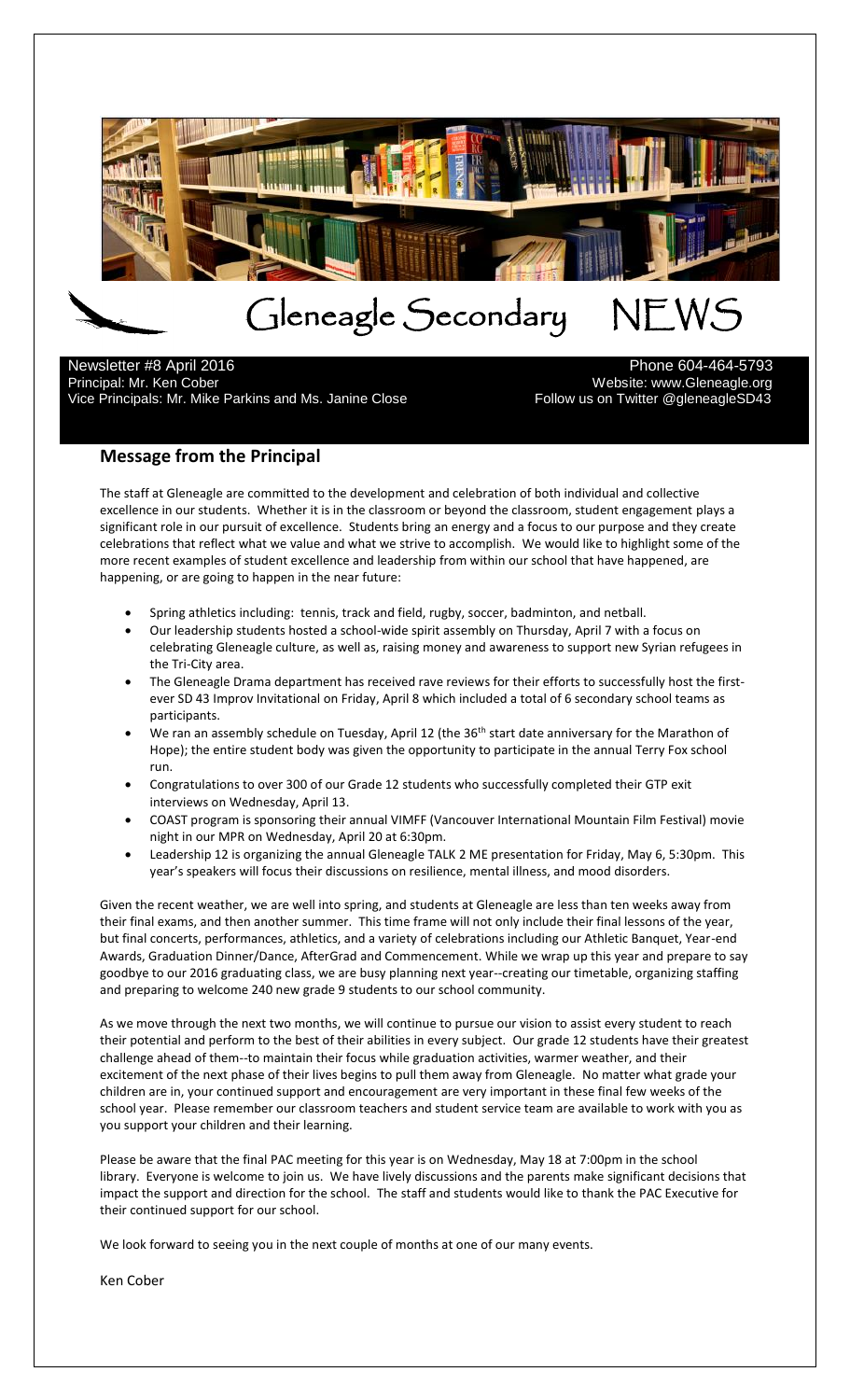# Gleneagle Secondary NEWS

Newsletter #8 April 2016
Principal: Mr. Ken Cober
Vice Principals: Mr. Mike Parkins and Ms. Janine Close

Phone 604-464-5793
Website: www.Gleneagle.org
Follow us on Twitter @gleneagleSD43

## Message from the Principal

The staff at Gleneagle are committed to the development and celebration of both individual and collective excellence in our students. Whether it is in the classroom or beyond the classroom, student engagement plays a significant role in our pursuit of excellence. Students bring an energy and a focus to our purpose and they create celebrations that reflect what we value and what we strive to accomplish. We would like to highlight some of the more recent examples of student excellence and leadership from within our school that have happened, are happening, or are going to happen in the near future:

- Spring athletics including: tennis, track and field, rugby, soccer, badminton, and netball.
- Our leadership students hosted a school-wide spirit assembly on Thursday, April 7 with a focus on celebrating Gleneagle culture, as well as, raising money and awareness to support new Syrian refugees in the Tri-City area.
- The Gleneagle Drama department has received rave reviews for their efforts to successfully host the first-ever SD 43 Improv Invitational on Friday, April 8 which included a total of 6 secondary school teams as participants.
- We ran an assembly schedule on Tuesday, April 12 (the 36th start date anniversary for the Marathon of Hope); the entire student body was given the opportunity to participate in the annual Terry Fox school run.
- Congratulations to over 300 of our Grade 12 students who successfully completed their GTP exit interviews on Wednesday, April 13.
- COAST program is sponsoring their annual VIMFF (Vancouver International Mountain Film Festival) movie night in our MPR on Wednesday, April 20 at 6:30pm.
- Leadership 12 is organizing the annual Gleneagle TALK 2 ME presentation for Friday, May 6, 5:30pm. This year's speakers will focus their discussions on resilience, mental illness, and mood disorders.

Given the recent weather, we are well into spring, and students at Gleneagle are less than ten weeks away from their final exams, and then another summer. This time frame will not only include their final lessons of the year, but final concerts, performances, athletics, and a variety of celebrations including our Athletic Banquet, Year-end Awards, Graduation Dinner/Dance, AfterGrad and Commencement. While we wrap up this year and prepare to say goodbye to our 2016 graduating class, we are busy planning next year--creating our timetable, organizing staffing and preparing to welcome 240 new grade 9 students to our school community.

As we move through the next two months, we will continue to pursue our vision to assist every student to reach their potential and perform to the best of their abilities in every subject. Our grade 12 students have their greatest challenge ahead of them--to maintain their focus while graduation activities, warmer weather, and their excitement of the next phase of their lives begins to pull them away from Gleneagle. No matter what grade your children are in, your continued support and encouragement are very important in these final few weeks of the school year. Please remember our classroom teachers and student service team are available to work with you as you support your children and their learning.

Please be aware that the final PAC meeting for this year is on Wednesday, May 18 at 7:00pm in the school library. Everyone is welcome to join us. We have lively discussions and the parents make significant decisions that impact the support and direction for the school. The staff and students would like to thank the PAC Executive for their continued support for our school.

We look forward to seeing you in the next couple of months at one of our many events.

Ken Cober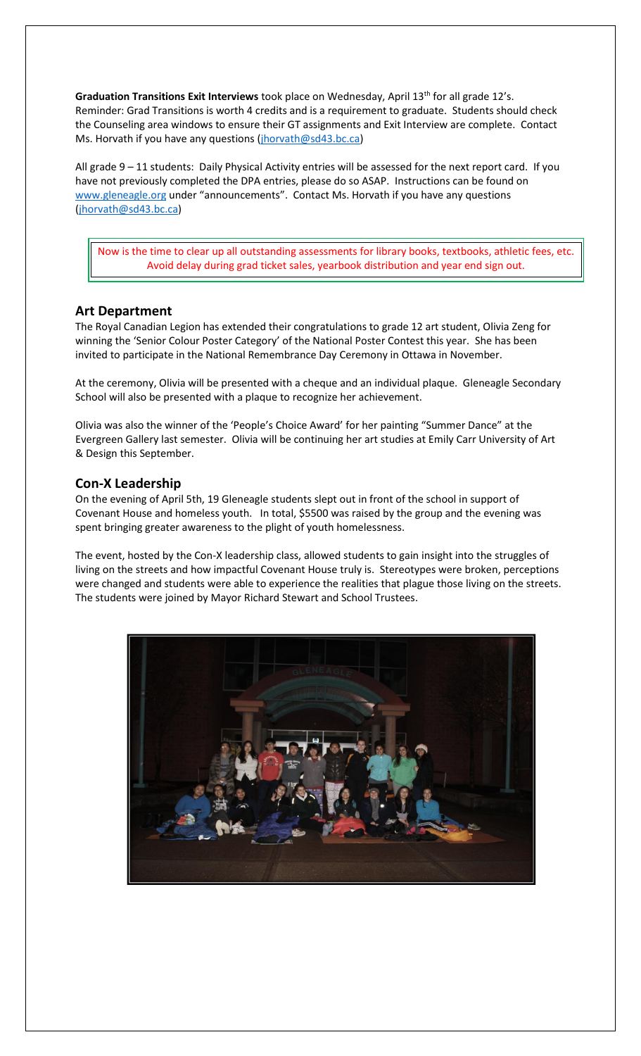**Graduation Transitions Exit Interviews** took place on Wednesday, April 13th for all grade 12's. Reminder: Grad Transitions is worth 4 credits and is a requirement to graduate. Students should check the Counseling area windows to ensure their GT assignments and Exit Interview are complete. Contact Ms. Horvath if you have any questions (jhorvath@sd43.bc.ca)

All grade 9 – 11 students: Daily Physical Activity entries will be assessed for the next report card. If you have not previously completed the DPA entries, please do so ASAP. Instructions can be found on www.gleneagle.org under "announcements". Contact Ms. Horvath if you have any questions (jhorvath@sd43.bc.ca)

Now is the time to clear up all outstanding assessments for library books, textbooks, athletic fees, etc. Avoid delay during grad ticket sales, yearbook distribution and year end sign out.

## Art Department

The Royal Canadian Legion has extended their congratulations to grade 12 art student, Olivia Zeng for winning the 'Senior Colour Poster Category' of the National Poster Contest this year. She has been invited to participate in the National Remembrance Day Ceremony in Ottawa in November.

At the ceremony, Olivia will be presented with a cheque and an individual plaque. Gleneagle Secondary School will also be presented with a plaque to recognize her achievement.

Olivia was also the winner of the 'People's Choice Award' for her painting "Summer Dance" at the Evergreen Gallery last semester. Olivia will be continuing her art studies at Emily Carr University of Art & Design this September.

## Con-X Leadership

On the evening of April 5th, 19 Gleneagle students slept out in front of the school in support of Covenant House and homeless youth. In total, $5500 was raised by the group and the evening was spent bringing greater awareness to the plight of youth homelessness.

The event, hosted by the Con-X leadership class, allowed students to gain insight into the struggles of living on the streets and how impactful Covenant House truly is. Stereotypes were broken, perceptions were changed and students were able to experience the realities that plague those living on the streets. The students were joined by Mayor Richard Stewart and School Trustees.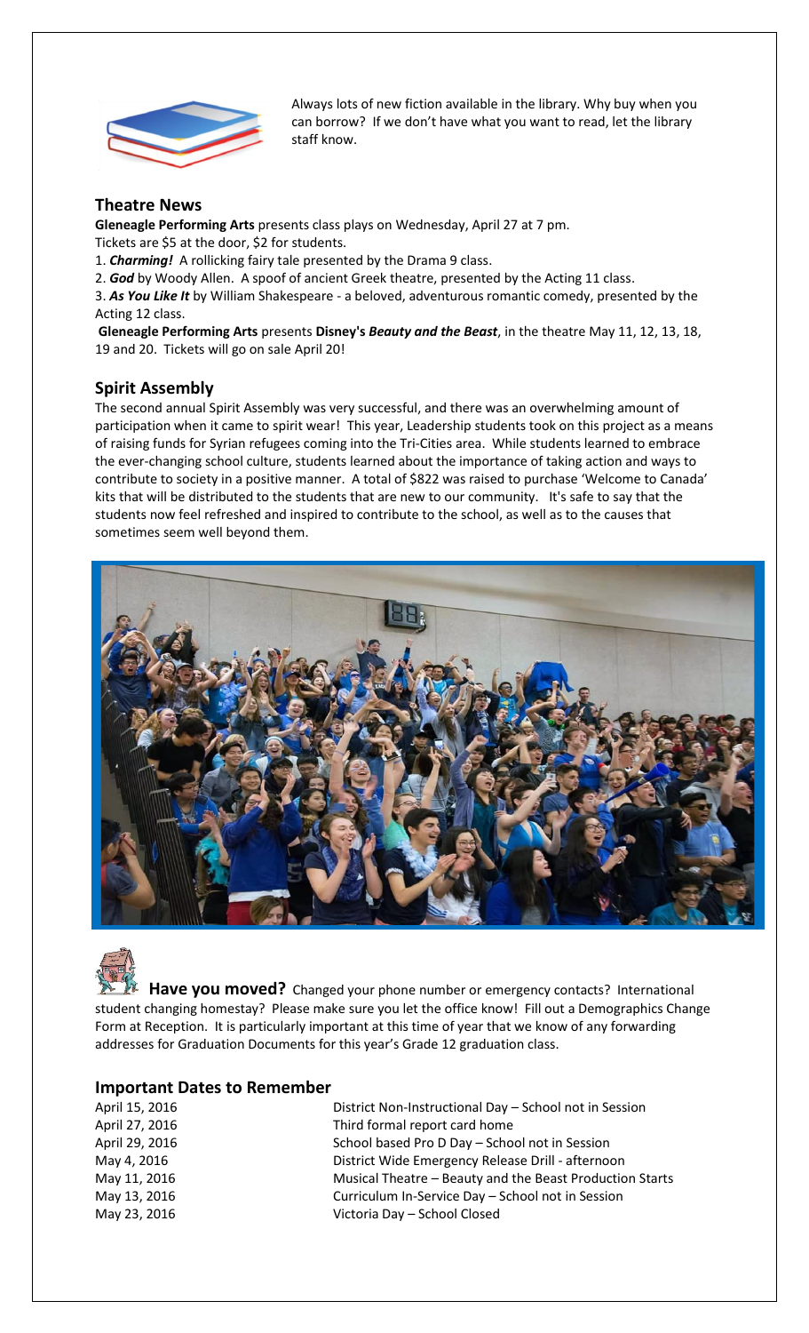Always lots of new fiction available in the library. Why buy when you can borrow? If we don't have what you want to read, let the library staff know.

## Theatre News

**Gleneagle Performing Arts** presents class plays on Wednesday, April 27 at 7 pm.
Tickets are $5 at the door, $2 for students.

1. ***Charming!*** A rollicking fairy tale presented by the Drama 9 class.
2. ***God*** by Woody Allen. A spoof of ancient Greek theatre, presented by the Acting 11 class.
3. ***As You Like It*** by William Shakespeare - a beloved, adventurous romantic comedy, presented by the Acting 12 class.

**Gleneagle Performing Arts** presents **Disney's *Beauty and the Beast***, in the theatre May 11, 12, 13, 18, 19 and 20. Tickets will go on sale April 20!

## Spirit Assembly

The second annual Spirit Assembly was very successful, and there was an overwhelming amount of participation when it came to spirit wear! This year, Leadership students took on this project as a means of raising funds for Syrian refugees coming into the Tri-Cities area. While students learned to embrace the ever-changing school culture, students learned about the importance of taking action and ways to contribute to society in a positive manner. A total of $822 was raised to purchase 'Welcome to Canada' kits that will be distributed to the students that are new to our community. It's safe to say that the students now feel refreshed and inspired to contribute to the school, as well as to the causes that sometimes seem well beyond them.

**Have you moved?** Changed your phone number or emergency contacts? International student changing homestay? Please make sure you let the office know! Fill out a Demographics Change Form at Reception. It is particularly important at this time of year that we know of any forwarding addresses for Graduation Documents for this year's Grade 12 graduation class.

## Important Dates to Remember

| | |
|---|---|
| April 15, 2016 | District Non-Instructional Day – School not in Session |
| April 27, 2016 | Third formal report card home |
| April 29, 2016 | School based Pro D Day – School not in Session |
| May 4, 2016 | District Wide Emergency Release Drill - afternoon |
| May 11, 2016 | Musical Theatre – Beauty and the Beast Production Starts |
| May 13, 2016 | Curriculum In-Service Day – School not in Session |
| May 23, 2016 | Victoria Day – School Closed |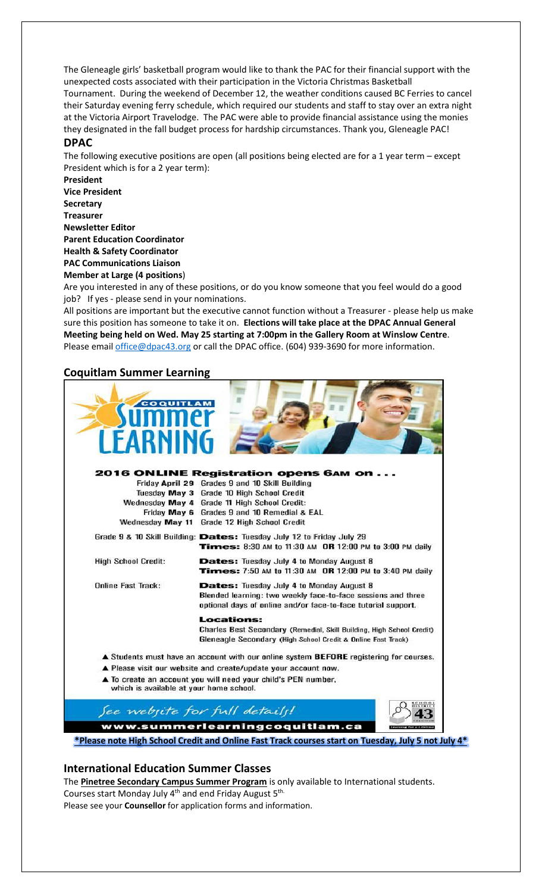The Gleneagle girls' basketball program would like to thank the PAC for their financial support with the unexpected costs associated with their participation in the Victoria Christmas Basketball Tournament. During the weekend of December 12, the weather conditions caused BC Ferries to cancel their Saturday evening ferry schedule, which required our students and staff to stay over an extra night at the Victoria Airport Travelodge. The PAC were able to provide financial assistance using the monies they designated in the fall budget process for hardship circumstances. Thank you, Gleneagle PAC!

## DPAC

The following executive positions are open (all positions being elected are for a 1 year term – except President which is for a 2 year term):

**President**
**Vice President**
**Secretary**
**Treasurer**
**Newsletter Editor**
**Parent Education Coordinator**
**Health & Safety Coordinator**
**PAC Communications Liaison**
**Member at Large (4 positions**)

Are you interested in any of these positions, or do you know someone that you feel would do a good job? If yes - please send in your nominations.

All positions are important but the executive cannot function without a Treasurer - please help us make sure this position has someone to take it on. **Elections will take place at the DPAC Annual General Meeting being held on Wed. May 25 starting at 7:00pm in the Gallery Room at Winslow Centre**. Please email office@dpac43.org or call the DPAC office. (604) 939-3690 for more information.

## Coquitlam Summer Learning

COQUITLAM Summer LEARNING

**2016 ONLINE Registration opens 6AM on . . .**

| | |
|---|---|
| Friday **April 29** | Grades 9 and 10 Skill Building |
| Tuesday **May 3** | Grade 10 High School Credit |
| Wednesday **May 4** | Grade 11 High School Credit |
| Friday **May 6** | Grades 9 and 10 Remedial & EAL |
| Wednesday **May 11** | Grade 12 High School Credit |

| | |
|---|---|
| Grade 9 & 10 Skill Building: | **Dates:** Tuesday July 12 to Friday July 29<br>**Times:** 8:30 AM to 11:30 AM **OR** 12:00 PM to 3:00 PM daily |
| High School Credit: | **Dates:** Tuesday July 4 to Monday August 8<br>**Times:** 7:50 AM to 11:30 AM **OR** 12:00 PM to 3:40 PM daily |
| Online Fast Track: | **Dates:** Tuesday July 4 to Monday August 8<br>Blended learning: two weekly face-to-face sessions and three optional days of online and/or face-to-face tutorial support. |
| | **Locations:**<br>Charles Best Secondary (Remedial, Skill Building, High School Credit)<br>Gleneagle Secondary (High School Credit & Online Fast Track) |

- Students must have an account with our online system **BEFORE** registering for courses.
- Please visit our website and create/update your account now.
- To create an account you will need your child's PEN number, which is available at your home school.

*See website for full details!*

www.summerlearningcoquitlam.ca

**\*Please note High School Credit and Online Fast Track courses start on Tuesday, July 5 not July 4\***

## International Education Summer Classes

The **Pinetree Secondary Campus Summer Program** is only available to International students. Courses start Monday July 4th and end Friday August 5th.

Please see your **Counsellor** for application forms and information.